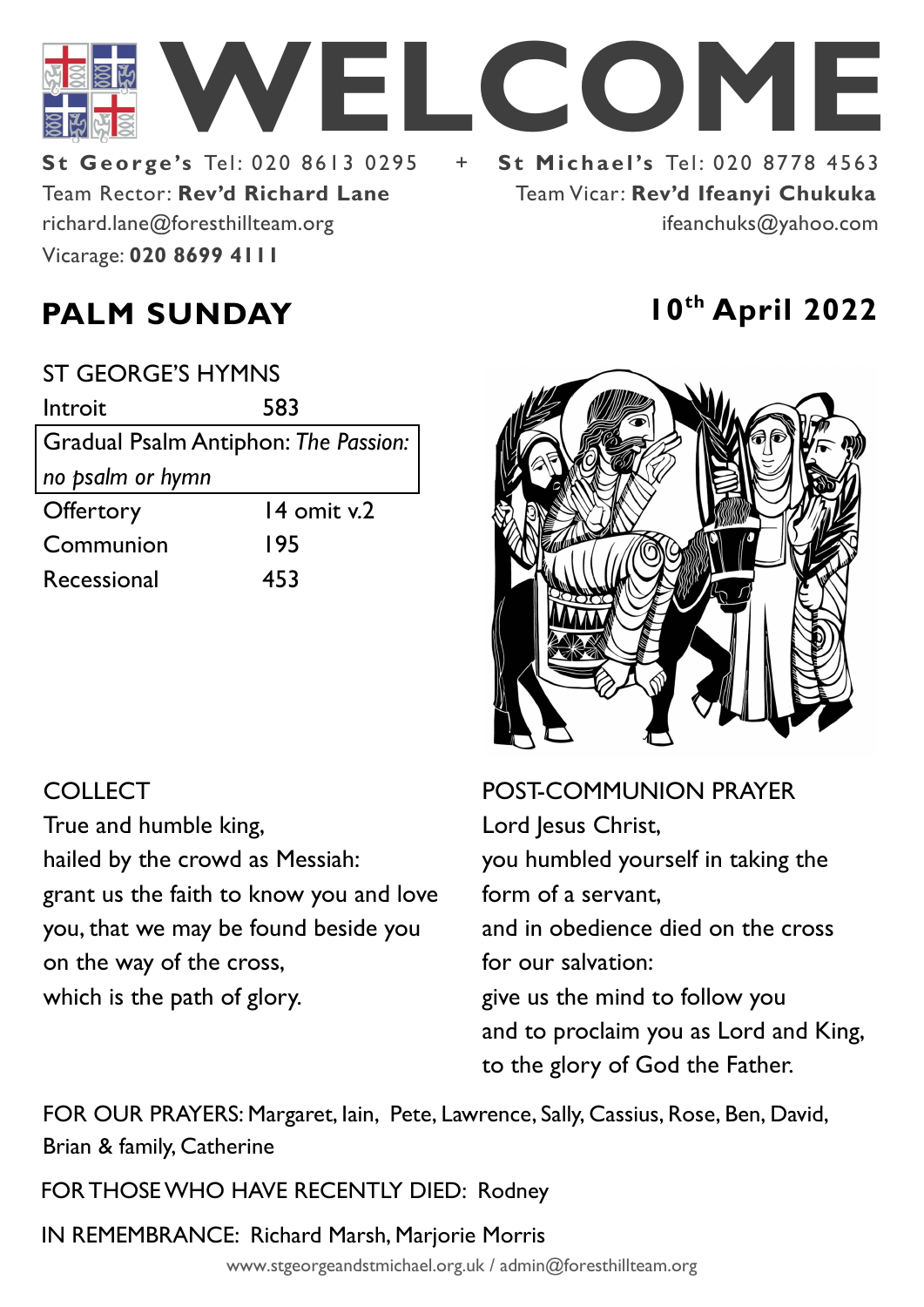# WELCOME

**St George's** Tel: 020 8613 0295 + **St Michael's** Tel: 020 8778 4563

Team Rector: **Rev'd Richard Lane**
richard.lane@foresthillteam.org
Vicarage: **020 8699 4111**

Team Vicar: **Rev'd Ifeanyi Chukuka**
ifeanchuks@yahoo.com

## PALM SUNDAY

## 10th April 2022

ST GEORGE'S HYMNS

| | |
|---|---|
| Introit | 583 |
| Gradual Psalm Antiphon: *The Passion: no psalm or hymn* | |
| Offertory | 14 omit v.2 |
| Communion | 195 |
| Recessional | 453 |

COLLECT

True and humble king,
hailed by the crowd as Messiah:
grant us the faith to know you and love you, that we may be found beside you
on the way of the cross,
which is the path of glory.

POST-COMMUNION PRAYER

Lord Jesus Christ,
you humbled yourself in taking the form of a servant,
and in obedience died on the cross for our salvation:
give us the mind to follow you
and to proclaim you as Lord and King,
to the glory of God the Father.

FOR OUR PRAYERS: Margaret, Iain, Pete, Lawrence, Sally, Cassius, Rose, Ben, David, Brian & family, Catherine

FOR THOSE WHO HAVE RECENTLY DIED: Rodney

IN REMEMBRANCE: Richard Marsh, Marjorie Morris

www.stgeorgeandstmichael.org.uk / admin@foresthillteam.org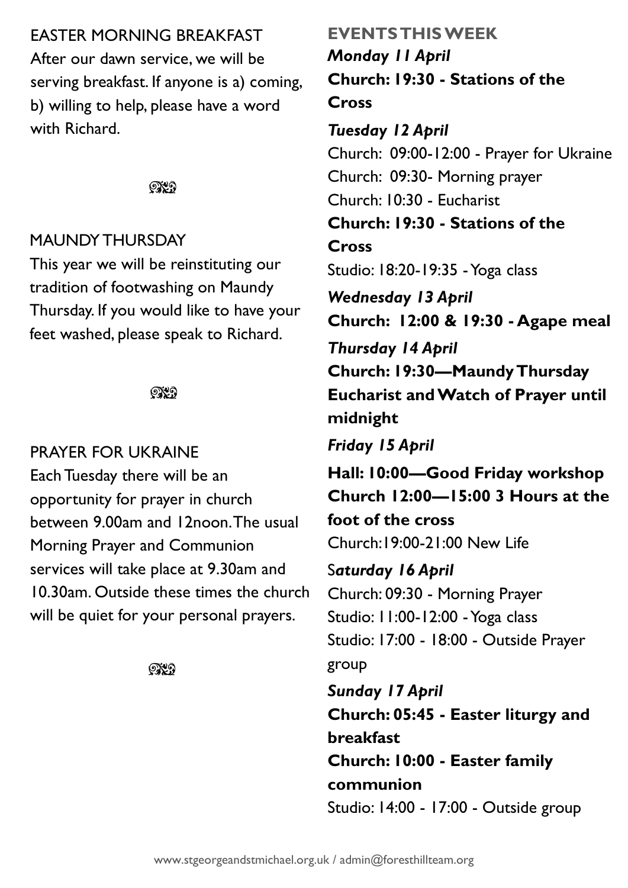## EASTER MORNING BREAKFAST

After our dawn service, we will be serving breakfast. If anyone is a) coming, b) willing to help, please have a word with Richard.

## MAUNDY THURSDAY

This year we will be reinstituting our tradition of footwashing on Maundy Thursday. If you would like to have your feet washed, please speak to Richard.

## PRAYER FOR UKRAINE

Each Tuesday there will be an opportunity for prayer in church between 9.00am and 12noon. The usual Morning Prayer and Communion services will take place at 9.30am and 10.30am. Outside these times the church will be quiet for your personal prayers.

## EVENTS THIS WEEK

***Monday 11 April***

**Church: 19:30 - Stations of the Cross**

***Tuesday 12 April***

Church: 09:00-12:00 - Prayer for Ukraine
Church: 09:30- Morning prayer
Church: 10:30 - Eucharist
**Church: 19:30 - Stations of the Cross**
Studio: 18:20-19:35 - Yoga class

***Wednesday 13 April***

**Church: 12:00 & 19:30 - Agape meal**

***Thursday 14 April***

**Church: 19:30—Maundy Thursday Eucharist and Watch of Prayer until midnight**

***Friday 15 April***

**Hall: 10:00—Good Friday workshop**
**Church 12:00—15:00 3 Hours at the foot of the cross**
Church:19:00-21:00 New Life

S***aturday 16 April***

Church: 09:30 - Morning Prayer
Studio: 11:00-12:00 - Yoga class
Studio: 17:00 - 18:00 - Outside Prayer group

***Sunday 17 April***

**Church: 05:45 - Easter liturgy and breakfast**
**Church: 10:00 - Easter family communion**
Studio: 14:00 - 17:00 - Outside group

www.stgeorgeandstmichael.org.uk / admin@foresthillteam.org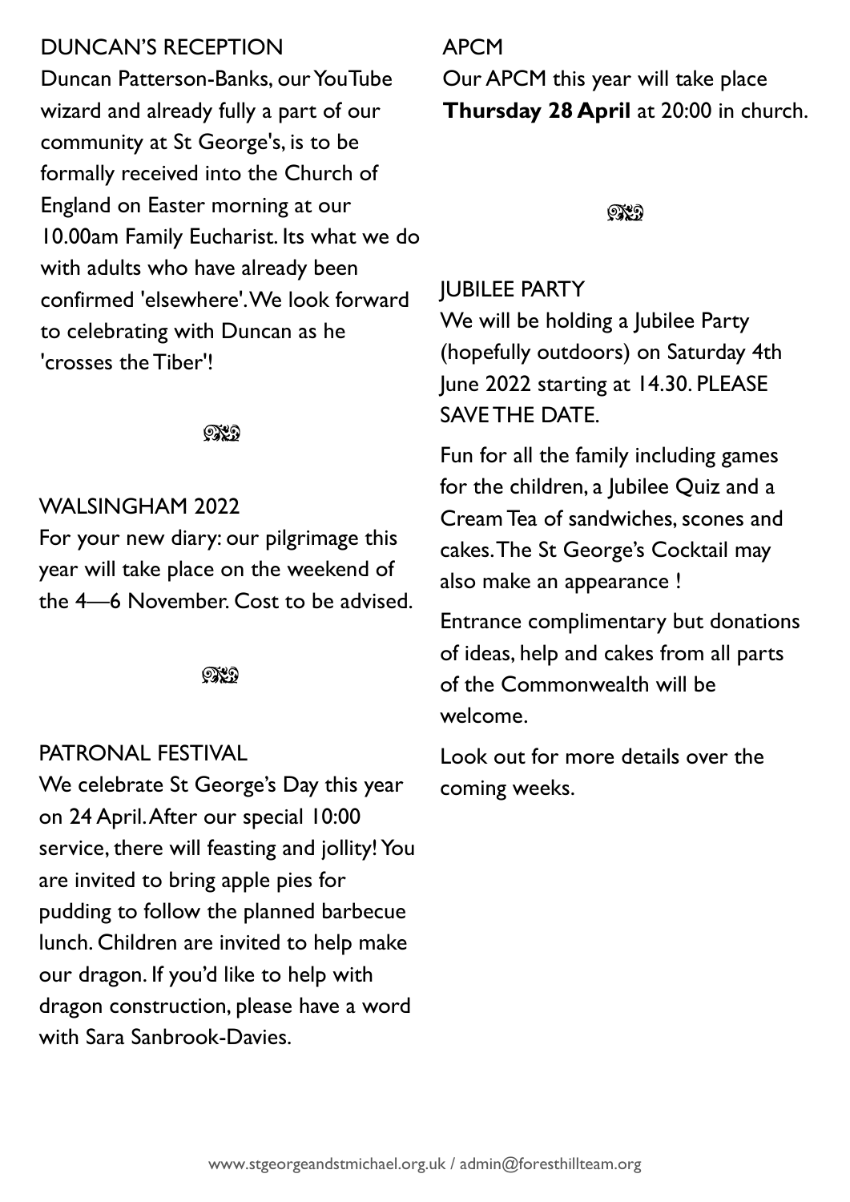## DUNCAN'S RECEPTION

Duncan Patterson-Banks, our YouTube wizard and already fully a part of our community at St George's, is to be formally received into the Church of England on Easter morning at our 10.00am Family Eucharist. Its what we do with adults who have already been confirmed 'elsewhere'. We look forward to celebrating with Duncan as he 'crosses the Tiber'!

## WALSINGHAM 2022

For your new diary: our pilgrimage this year will take place on the weekend of the 4—6 November. Cost to be advised.

## PATRONAL FESTIVAL

We celebrate St George's Day this year on 24 April. After our special 10:00 service, there will feasting and jollity! You are invited to bring apple pies for pudding to follow the planned barbecue lunch. Children are invited to help make our dragon. If you'd like to help with dragon construction, please have a word with Sara Sanbrook-Davies.

## APCM

Our APCM this year will take place **Thursday 28 April** at 20:00 in church.

## JUBILEE PARTY

We will be holding a Jubilee Party (hopefully outdoors) on Saturday 4th June 2022 starting at 14.30. PLEASE SAVE THE DATE.

Fun for all the family including games for the children, a Jubilee Quiz and a Cream Tea of sandwiches, scones and cakes. The St George's Cocktail may also make an appearance !

Entrance complimentary but donations of ideas, help and cakes from all parts of the Commonwealth will be welcome.

Look out for more details over the coming weeks.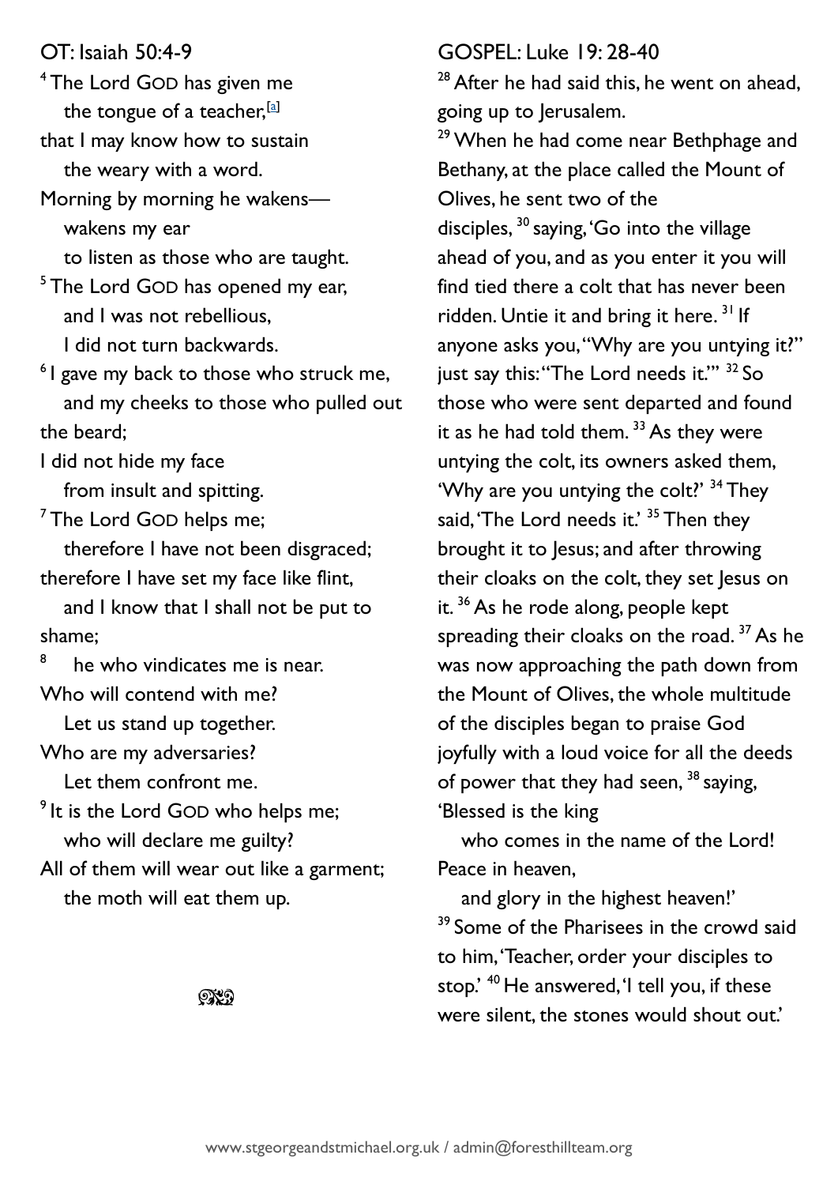OT: Isaiah 50:4-9

[4] The Lord GOD has given me
  the tongue of a teacher,[a]
that I may know how to sustain
  the weary with a word.
Morning by morning he wakens—
  wakens my ear
  to listen as those who are taught.
[5] The Lord GOD has opened my ear,
  and I was not rebellious,
  I did not turn backwards.
[6] I gave my back to those who struck me,
  and my cheeks to those who pulled out the beard;
I did not hide my face
  from insult and spitting.
[7] The Lord GOD helps me;
  therefore I have not been disgraced;
therefore I have set my face like flint,
  and I know that I shall not be put to shame;
[8]  he who vindicates me is near.
Who will contend with me?
  Let us stand up together.
Who are my adversaries?
  Let them confront me.
[9] It is the Lord GOD who helps me;
  who will declare me guilty?
All of them will wear out like a garment;
  the moth will eat them up.

GOSPEL: Luke 19: 28-40

[28] After he had said this, he went on ahead, going up to Jerusalem.
[29] When he had come near Bethphage and Bethany, at the place called the Mount of Olives, he sent two of the disciples, [30] saying, 'Go into the village ahead of you, and as you enter it you will find tied there a colt that has never been ridden. Untie it and bring it here. [31] If anyone asks you, "Why are you untying it?" just say this: "The Lord needs it."' [32] So those who were sent departed and found it as he had told them. [33] As they were untying the colt, its owners asked them, 'Why are you untying the colt?' [34] They said, 'The Lord needs it.' [35] Then they brought it to Jesus; and after throwing their cloaks on the colt, they set Jesus on it. [36] As he rode along, people kept spreading their cloaks on the road. [37] As he was now approaching the path down from the Mount of Olives, the whole multitude of the disciples began to praise God joyfully with a loud voice for all the deeds of power that they had seen, [38] saying,
'Blessed is the king
  who comes in the name of the Lord!
Peace in heaven,
  and glory in the highest heaven!'
[39] Some of the Pharisees in the crowd said to him, 'Teacher, order your disciples to stop.' [40] He answered, 'I tell you, if these were silent, the stones would shout out.'